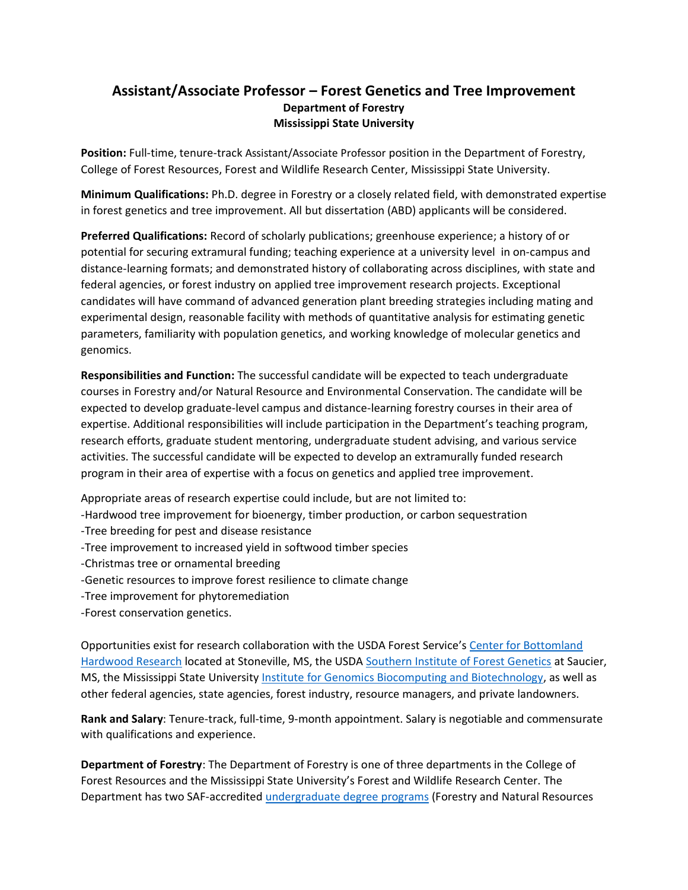# Assistant/Associate Professor – Forest Genetics and Tree Improvement

### Department of Forestry
### Mississippi State University

**Position:** Full-time, tenure-track Assistant/Associate Professor position in the Department of Forestry, College of Forest Resources, Forest and Wildlife Research Center, Mississippi State University.

**Minimum Qualifications:** Ph.D. degree in Forestry or a closely related field, with demonstrated expertise in forest genetics and tree improvement. All but dissertation (ABD) applicants will be considered.

**Preferred Qualifications:** Record of scholarly publications; greenhouse experience; a history of or potential for securing extramural funding; teaching experience at a university level in on-campus and distance-learning formats; and demonstrated history of collaborating across disciplines, with state and federal agencies, or forest industry on applied tree improvement research projects. Exceptional candidates will have command of advanced generation plant breeding strategies including mating and experimental design, reasonable facility with methods of quantitative analysis for estimating genetic parameters, familiarity with population genetics, and working knowledge of molecular genetics and genomics.

**Responsibilities and Function:** The successful candidate will be expected to teach undergraduate courses in Forestry and/or Natural Resource and Environmental Conservation. The candidate will be expected to develop graduate-level campus and distance-learning forestry courses in their area of expertise. Additional responsibilities will include participation in the Department's teaching program, research efforts, graduate student mentoring, undergraduate student advising, and various service activities. The successful candidate will be expected to develop an extramurally funded research program in their area of expertise with a focus on genetics and applied tree improvement.

Appropriate areas of research expertise could include, but are not limited to:

- Hardwood tree improvement for bioenergy, timber production, or carbon sequestration
- Tree breeding for pest and disease resistance
- Tree improvement to increased yield in softwood timber species
- Christmas tree or ornamental breeding
- Genetic resources to improve forest resilience to climate change
- Tree improvement for phytoremediation
- Forest conservation genetics.

Opportunities exist for research collaboration with the USDA Forest Service's Center for Bottomland Hardwood Research located at Stoneville, MS, the USDA Southern Institute of Forest Genetics at Saucier, MS, the Mississippi State University Institute for Genomics Biocomputing and Biotechnology, as well as other federal agencies, state agencies, forest industry, resource managers, and private landowners.

**Rank and Salary**: Tenure-track, full-time, 9-month appointment. Salary is negotiable and commensurate with qualifications and experience.

**Department of Forestry**: The Department of Forestry is one of three departments in the College of Forest Resources and the Mississippi State University's Forest and Wildlife Research Center. The Department has two SAF-accredited undergraduate degree programs (Forestry and Natural Resources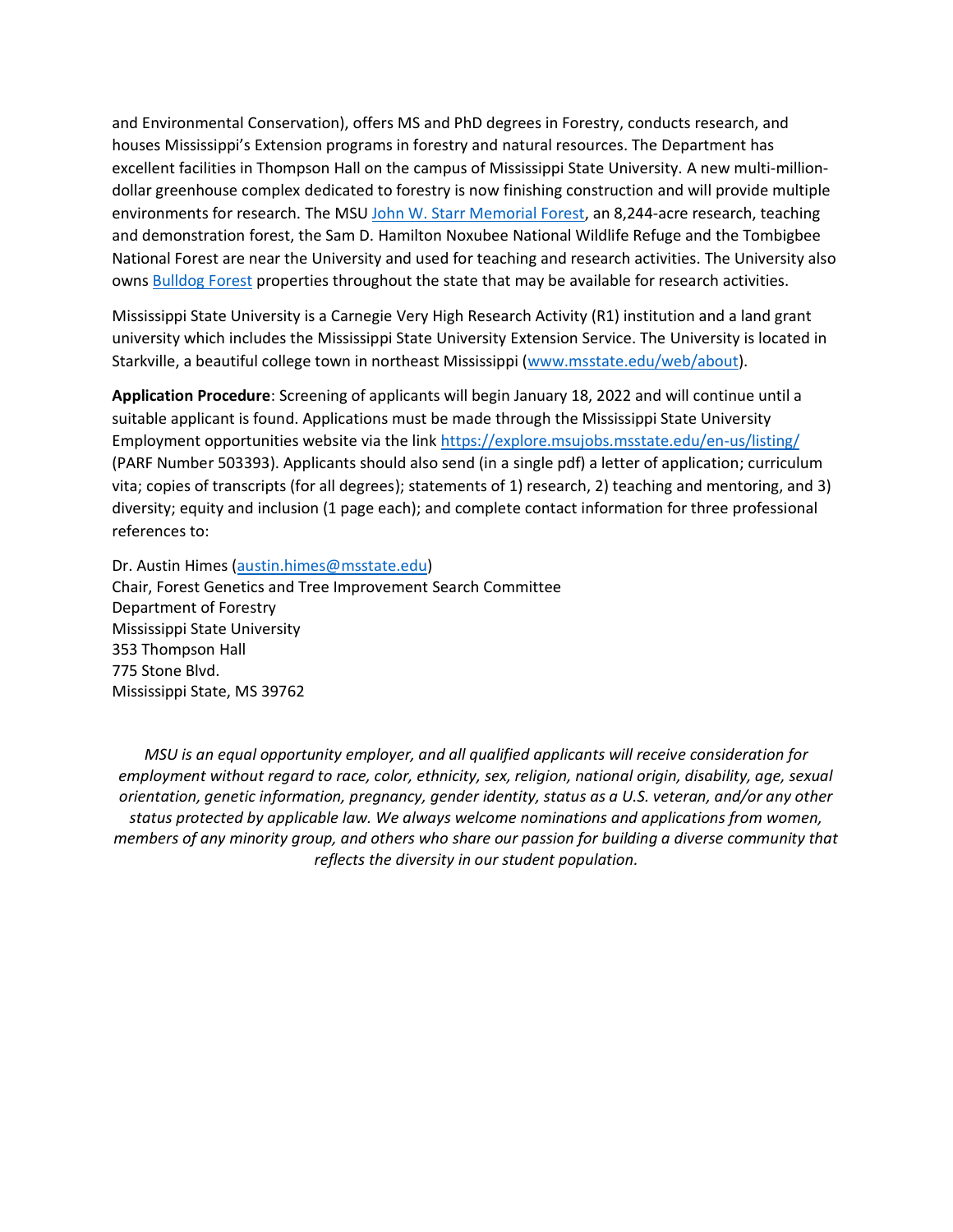and Environmental Conservation), offers MS and PhD degrees in Forestry, conducts research, and houses Mississippi's Extension programs in forestry and natural resources. The Department has excellent facilities in Thompson Hall on the campus of Mississippi State University. A new multi-million-dollar greenhouse complex dedicated to forestry is now finishing construction and will provide multiple environments for research. The MSU [John W. Starr Memorial Forest](), an 8,244-acre research, teaching and demonstration forest, the Sam D. Hamilton Noxubee National Wildlife Refuge and the Tombigbee National Forest are near the University and used for teaching and research activities. The University also owns [Bulldog Forest]() properties throughout the state that may be available for research activities.

Mississippi State University is a Carnegie Very High Research Activity (R1) institution and a land grant university which includes the Mississippi State University Extension Service. The University is located in Starkville, a beautiful college town in northeast Mississippi ([www.msstate.edu/web/about](www.msstate.edu/web/about)).

**Application Procedure**: Screening of applicants will begin January 18, 2022 and will continue until a suitable applicant is found. Applications must be made through the Mississippi State University Employment opportunities website via the link [https://explore.msujobs.msstate.edu/en-us/listing/](https://explore.msujobs.msstate.edu/en-us/listing/) (PARF Number 503393). Applicants should also send (in a single pdf) a letter of application; curriculum vita; copies of transcripts (for all degrees); statements of 1) research, 2) teaching and mentoring, and 3) diversity; equity and inclusion (1 page each); and complete contact information for three professional references to:

Dr. Austin Himes ([austin.himes@msstate.edu](mailto:austin.himes@msstate.edu))
Chair, Forest Genetics and Tree Improvement Search Committee
Department of Forestry
Mississippi State University
353 Thompson Hall
775 Stone Blvd.
Mississippi State, MS 39762

*MSU is an equal opportunity employer, and all qualified applicants will receive consideration for employment without regard to race, color, ethnicity, sex, religion, national origin, disability, age, sexual orientation, genetic information, pregnancy, gender identity, status as a U.S. veteran, and/or any other status protected by applicable law. We always welcome nominations and applications from women, members of any minority group, and others who share our passion for building a diverse community that reflects the diversity in our student population.*